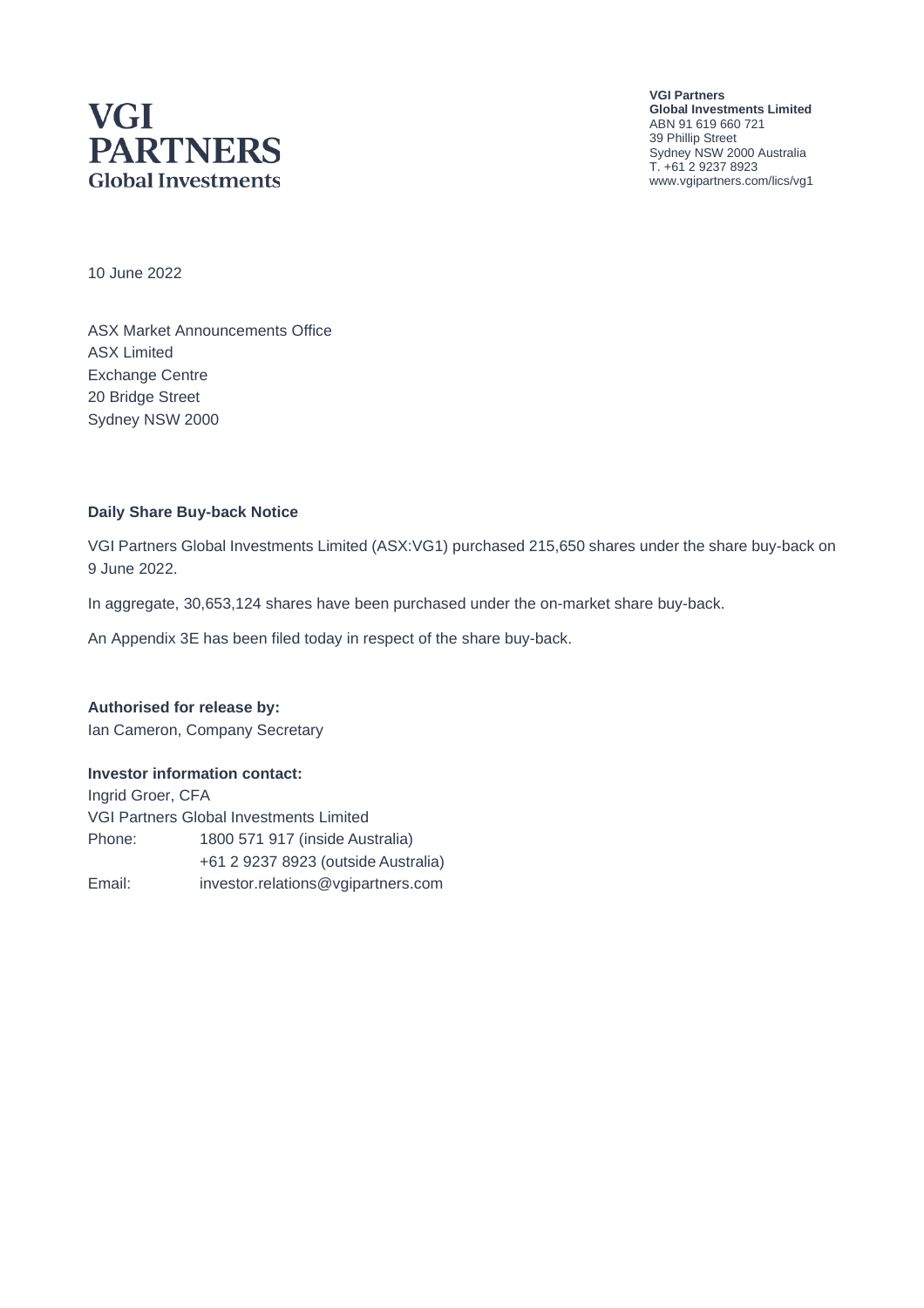# VGI PARTNERS Global Investments

**VGI Partners**
**Global Investments Limited**
ABN 91 619 660 721
39 Phillip Street
Sydney NSW 2000 Australia
T. +61 2 9237 8923
www.vgipartners.com/lics/vg1

10 June 2022

ASX Market Announcements Office
ASX Limited
Exchange Centre
20 Bridge Street
Sydney NSW 2000

**Daily Share Buy-back Notice**

VGI Partners Global Investments Limited (ASX:VG1) purchased 215,650 shares under the share buy-back on 9 June 2022.

In aggregate, 30,653,124 shares have been purchased under the on-market share buy-back.

An Appendix 3E has been filed today in respect of the share buy-back.

**Authorised for release by:**
Ian Cameron, Company Secretary

**Investor information contact:**
Ingrid Groer, CFA
VGI Partners Global Investments Limited

| | |
|---|---|
| Phone: | 1800 571 917 (inside Australia) |
| | +61 2 9237 8923 (outside Australia) |
| Email: | investor.relations@vgipartners.com |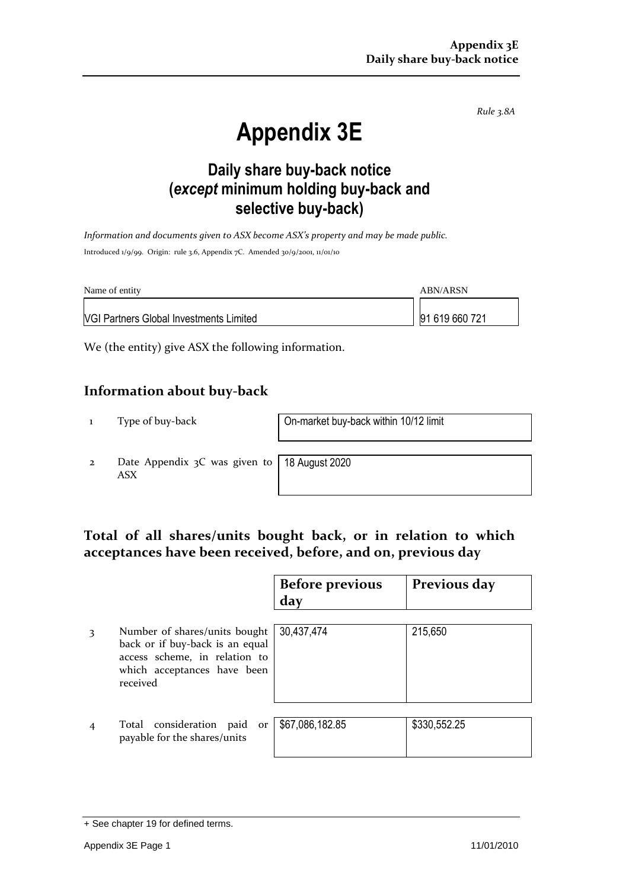*Rule 3.8A*

# Appendix 3E

## Daily share buy-back notice (*except* minimum holding buy-back and selective buy-back)

*Information and documents given to ASX become ASX's property and may be made public.*

Introduced 1/9/99. Origin: rule 3.6, Appendix 7C. Amended 30/9/2001, 11/01/10

| Name of entity | ABN/ARSN |
|---|---|
| VGI Partners Global Investments Limited | 91 619 660 721 |

We (the entity) give ASX the following information.

## Information about buy-back

| | | |
|---|---|---|
| 1 | Type of buy-back | On-market buy-back within 10/12 limit |
| 2 | Date Appendix 3C was given to ASX | 18 August 2020 |

## Total of all shares/units bought back, or in relation to which acceptances have been received, before, and on, previous day

| | | Before previous day | Previous day |
|---|---|---|---|
| 3 | Number of shares/units bought back or if buy-back is an equal access scheme, in relation to which acceptances have been received | 30,437,474 | 215,650 |
| 4 | Total consideration paid or payable for the shares/units | $67,086,182.85 | $330,552.25 |

+ See chapter 19 for defined terms.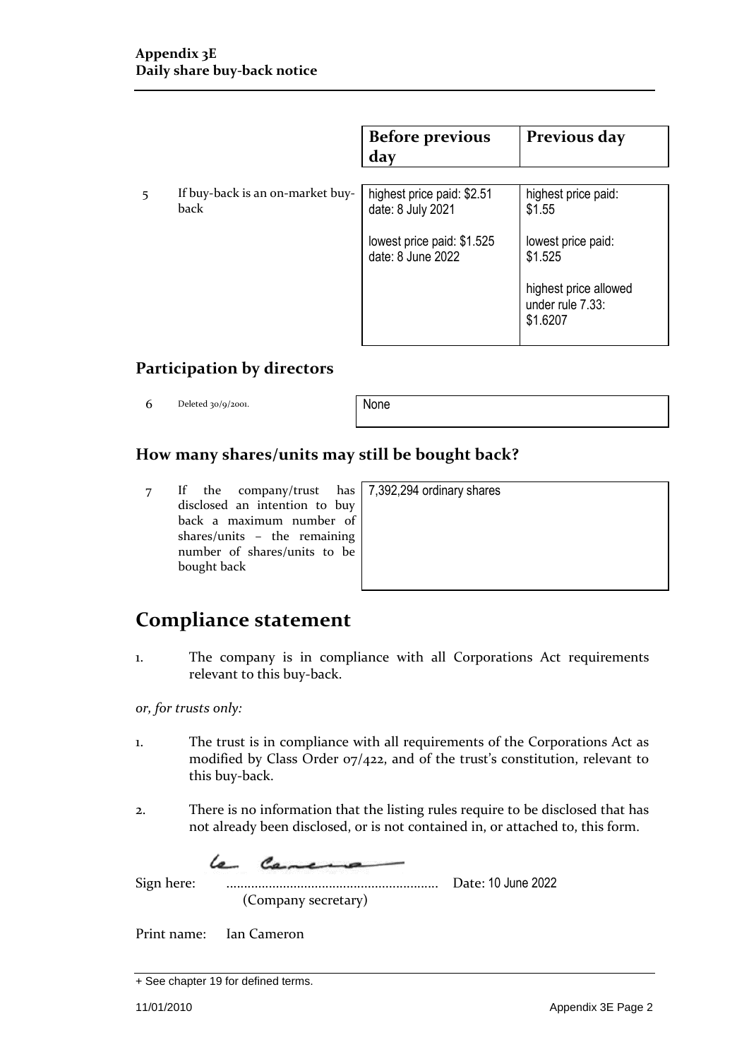| | | Before previous day | Previous day |
|---|---|---|---|
| 5 | If buy-back is an on-market buy-back | highest price paid: $2.51<br>date: 8 July 2021<br><br>lowest price paid: $1.525<br>date: 8 June 2022 | highest price paid: $1.55<br><br>lowest price paid: $1.525<br><br>highest price allowed under rule 7.33: $1.6207 |

## Participation by directors

| | | |
|---|---|---|
| 6 | Deleted 30/9/2001. | None |

## How many shares/units may still be bought back?

| | | |
|---|---|---|
| 7 | If the company/trust has disclosed an intention to buy back a maximum number of shares/units – the remaining number of shares/units to be bought back | 7,392,294 ordinary shares |

# Compliance statement

1. The company is in compliance with all Corporations Act requirements relevant to this buy-back.

*or, for trusts only:*

1. The trust is in compliance with all requirements of the Corporations Act as modified by Class Order 07/422, and of the trust's constitution, relevant to this buy-back.

2. There is no information that the listing rules require to be disclosed that has not already been disclosed, or is not contained in, or attached to, this form.

Sign here: ............................................................ Date: 10 June 2022
(Company secretary)

Print name: Ian Cameron

+ See chapter 19 for defined terms.